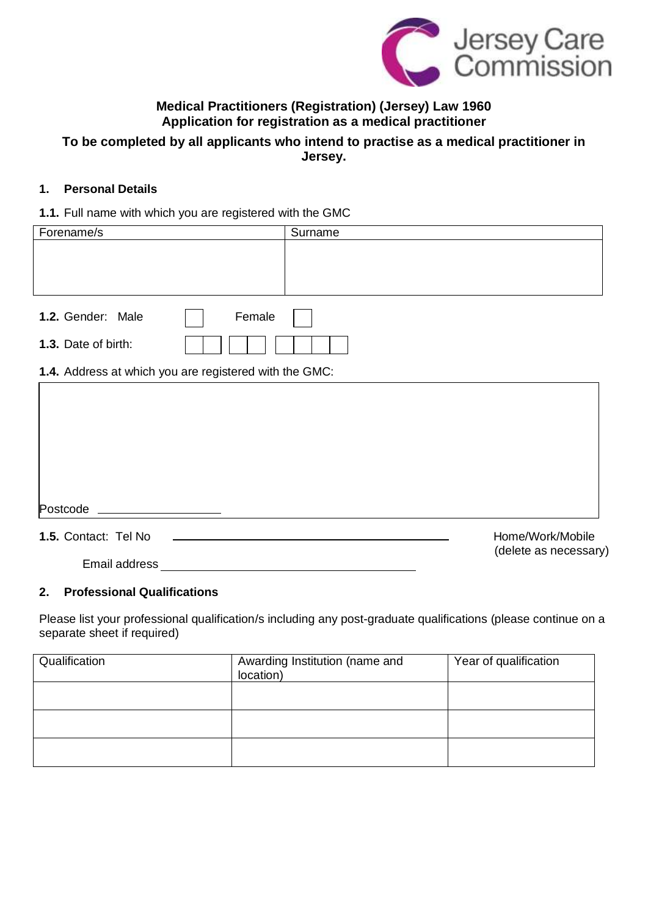Jersey Care Commission

**Medical Practitioners (Registration) (Jersey) Law 1960**
**Application for registration as a medical practitioner**

**To be completed by all applicants who intend to practise as a medical practitioner in Jersey.**

## 1. Personal Details

**1.1.** Full name with which you are registered with the GMC

| Forename/s | Surname |
|---|---|
| | |

**1.2.** Gender: Male ☐ Female ☐

**1.3.** Date of birth: ☐☐ ☐☐ ☐☐☐☐

**1.4.** Address at which you are registered with the GMC:

Postcode ____________

**1.5.** Contact: Tel No ______________________ Home/Work/Mobile (delete as necessary)

Email address ______________________

## 2. Professional Qualifications

Please list your professional qualification/s including any post-graduate qualifications (please continue on a separate sheet if required)

| Qualification | Awarding Institution (name and location) | Year of qualification |
|---|---|---|
| | | |
| | | |
| | | |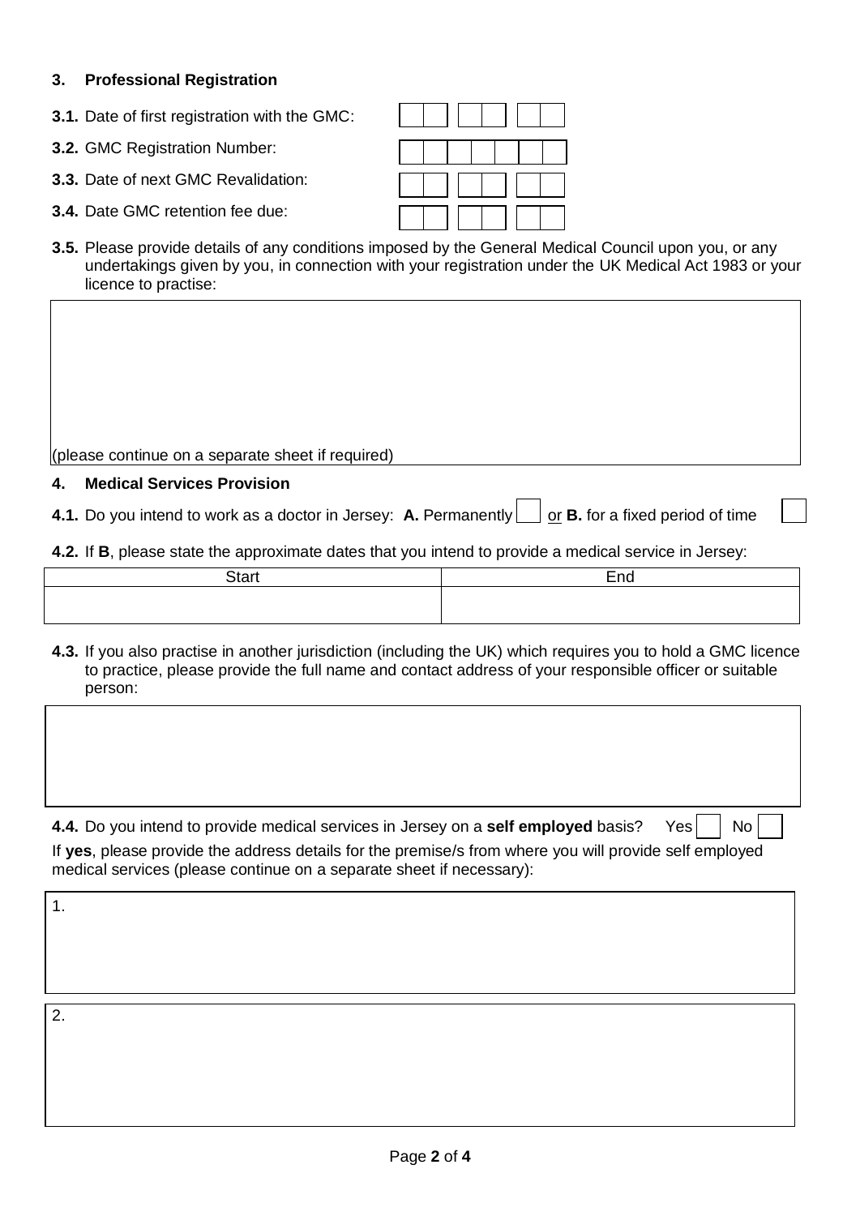### 3. Professional Registration

**3.1.** Date of first registration with the GMC:

**3.2.** GMC Registration Number:

**3.3.** Date of next GMC Revalidation:

**3.4.** Date GMC retention fee due:

**3.5.** Please provide details of any conditions imposed by the General Medical Council upon you, or any undertakings given by you, in connection with your registration under the UK Medical Act 1983 or your licence to practise:

(please continue on a separate sheet if required)

### 4. Medical Services Provision

**4.1.** Do you intend to work as a doctor in Jersey: **A.** Permanently ☐ or **B.** for a fixed period of time ☐

**4.2.** If **B**, please state the approximate dates that you intend to provide a medical service in Jersey:

| Start | End |
| --- | --- |
| | |

**4.3.** If you also practise in another jurisdiction (including the UK) which requires you to hold a GMC licence to practice, please provide the full name and contact address of your responsible officer or suitable person:

**4.4.** Do you intend to provide medical services in Jersey on a **self employed** basis? Yes ☐ No ☐

If **yes**, please provide the address details for the premise/s from where you will provide self employed medical services (please continue on a separate sheet if necessary):

1.

2.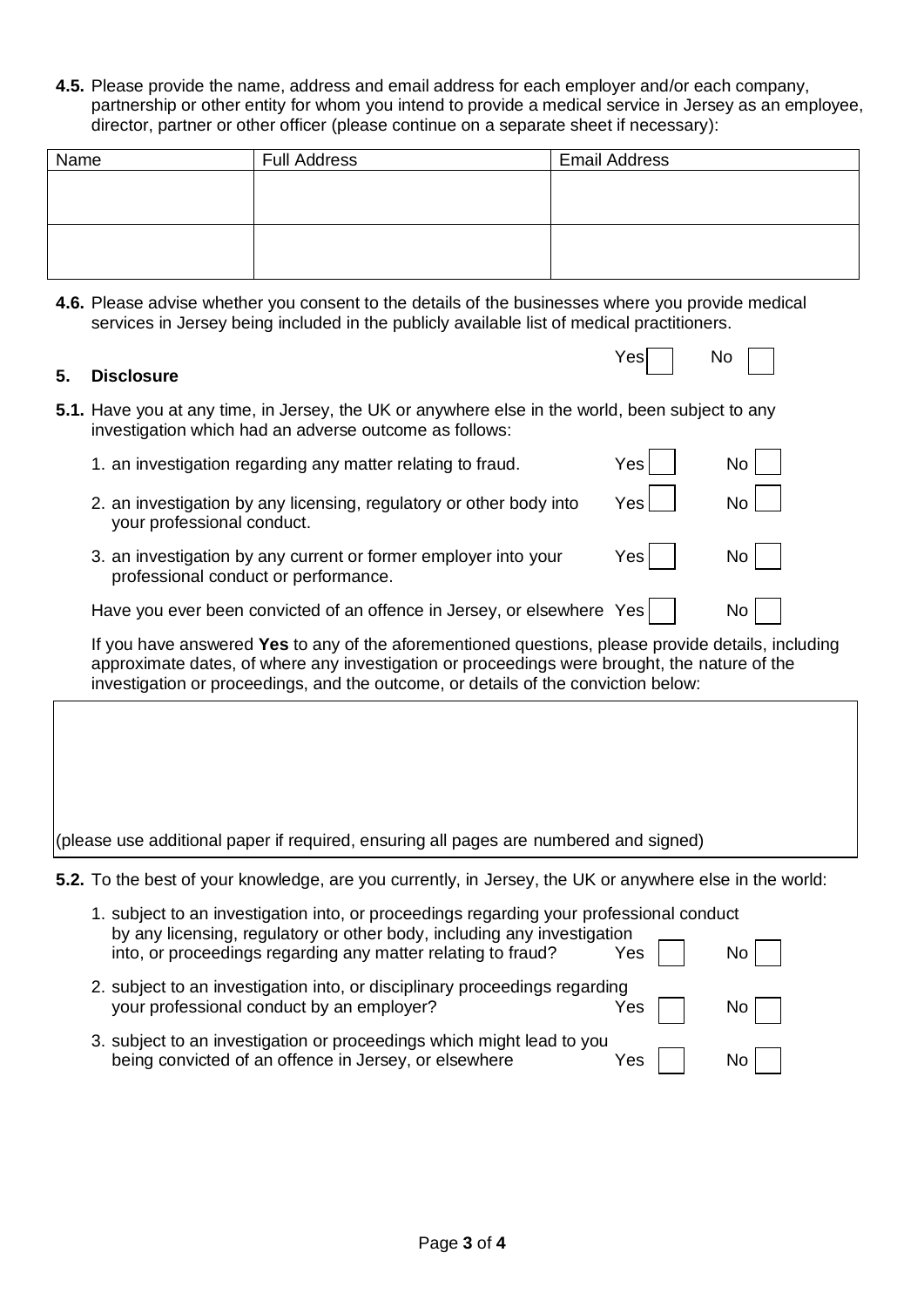**4.5.** Please provide the name, address and email address for each employer and/or each company, partnership or other entity for whom you intend to provide a medical service in Jersey as an employee, director, partner or other officer (please continue on a separate sheet if necessary):

| Name | Full Address | Email Address |
|---|---|---|
| | | |
| | | |

**4.6.** Please advise whether you consent to the details of the businesses where you provide medical services in Jersey being included in the publicly available list of medical practitioners.

Yes ☐ No ☐

## 5. Disclosure

**5.1.** Have you at any time, in Jersey, the UK or anywhere else in the world, been subject to any investigation which had an adverse outcome as follows:

1. an investigation regarding any matter relating to fraud. Yes ☐ No ☐
2. an investigation by any licensing, regulatory or other body into your professional conduct. Yes ☐ No ☐
3. an investigation by any current or former employer into your professional conduct or performance. Yes ☐ No ☐

Have you ever been convicted of an offence in Jersey, or elsewhere Yes ☐ No ☐

If you have answered **Yes** to any of the aforementioned questions, please provide details, including approximate dates, of where any investigation or proceedings were brought, the nature of the investigation or proceedings, and the outcome, or details of the conviction below:

| |
|---|
| (please use additional paper if required, ensuring all pages are numbered and signed) |

**5.2.** To the best of your knowledge, are you currently, in Jersey, the UK or anywhere else in the world:

1. subject to an investigation into, or proceedings regarding your professional conduct by any licensing, regulatory or other body, including any investigation into, or proceedings regarding any matter relating to fraud? Yes ☐ No ☐
2. subject to an investigation into, or disciplinary proceedings regarding your professional conduct by an employer? Yes ☐ No ☐
3. subject to an investigation or proceedings which might lead to you being convicted of an offence in Jersey, or elsewhere Yes ☐ No ☐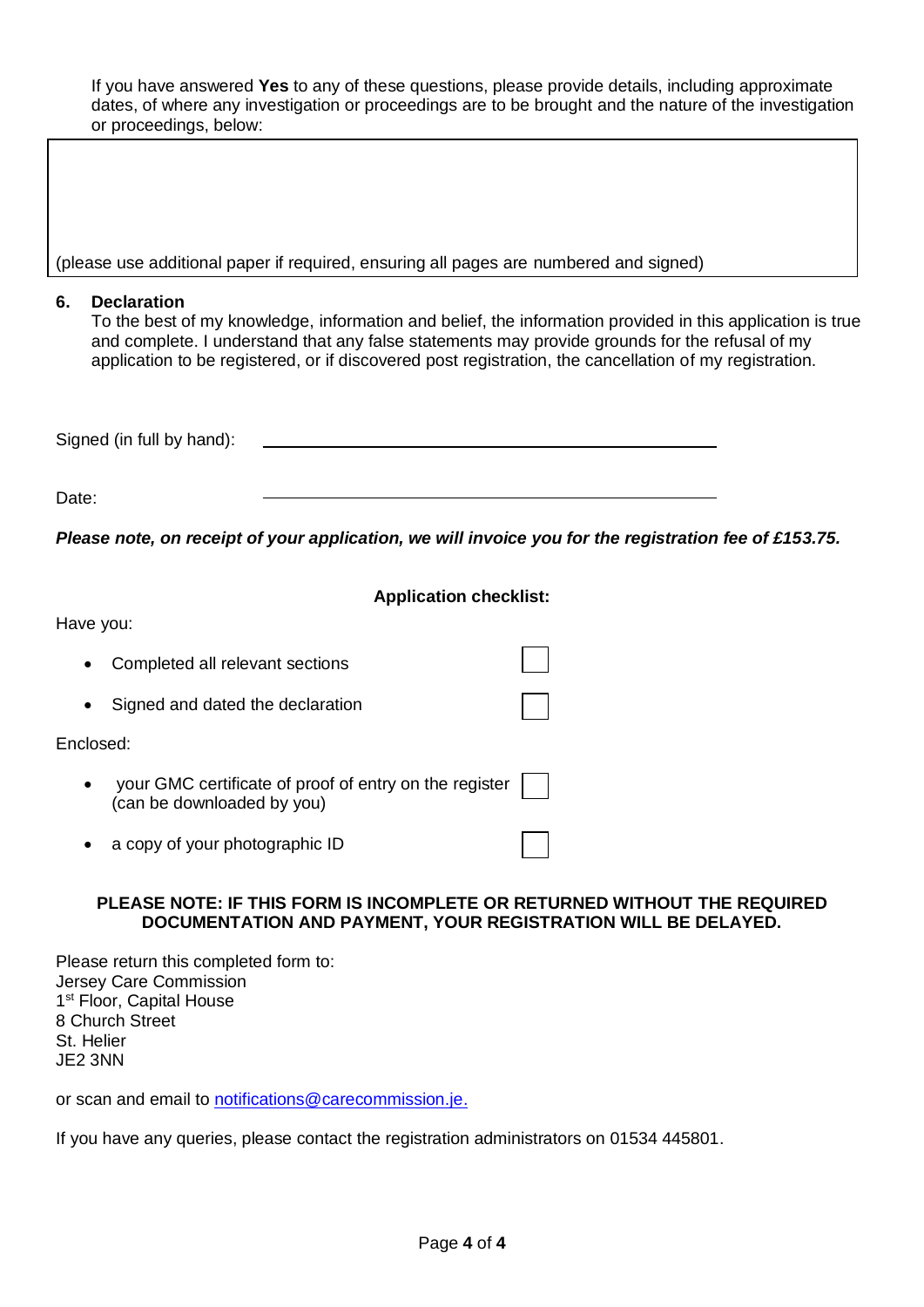If you have answered **Yes** to any of these questions, please provide details, including approximate dates, of where any investigation or proceedings are to be brought and the nature of the investigation or proceedings, below:

(please use additional paper if required, ensuring all pages are numbered and signed)

## 6. Declaration

To the best of my knowledge, information and belief, the information provided in this application is true and complete. I understand that any false statements may provide grounds for the refusal of my application to be registered, or if discovered post registration, the cancellation of my registration.

Signed (in full by hand): \_\_\_\_\_\_\_\_\_\_\_\_\_\_\_\_\_\_\_\_\_\_\_\_\_\_\_\_\_\_

Date: \_\_\_\_\_\_\_\_\_\_\_\_\_\_\_\_\_\_\_\_\_\_\_\_\_\_\_\_\_\_

***Please note, on receipt of your application, we will invoice you for the registration fee of £153.75.***

**Application checklist:**

Have you:

- Completed all relevant sections ☐
- Signed and dated the declaration ☐

Enclosed:

- your GMC certificate of proof of entry on the register (can be downloaded by you) ☐
- a copy of your photographic ID ☐

**PLEASE NOTE: IF THIS FORM IS INCOMPLETE OR RETURNED WITHOUT THE REQUIRED DOCUMENTATION AND PAYMENT, YOUR REGISTRATION WILL BE DELAYED.**

Please return this completed form to:
Jersey Care Commission
1st Floor, Capital House
8 Church Street
St. Helier
JE2 3NN

or scan and email to notifications@carecommission.je.

If you have any queries, please contact the registration administrators on 01534 445801.